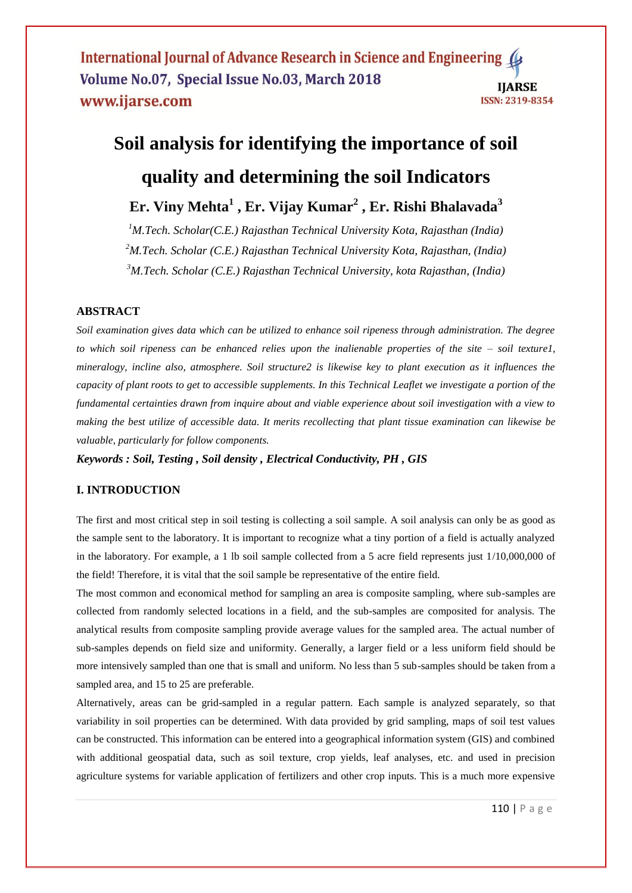# Soil analysis for identifying the importance of soil quality and determining the soil Indicators

**Er. Viny Mehta[1] , Er. Vijay Kumar[2] , Er. Rishi Bhalavada[3]**

*[1]M.Tech. Scholar(C.E.) Rajasthan Technical University Kota, Rajasthan (India)*

*[2]M.Tech. Scholar (C.E.) Rajasthan Technical University Kota, Rajasthan, (India)*

*[3]M.Tech. Scholar (C.E.) Rajasthan Technical University, kota Rajasthan, (India)*

## ABSTRACT

*Soil examination gives data which can be utilized to enhance soil ripeness through administration. The degree to which soil ripeness can be enhanced relies upon the inalienable properties of the site – soil texture1, mineralogy, incline also, atmosphere. Soil structure2 is likewise key to plant execution as it influences the capacity of plant roots to get to accessible supplements. In this Technical Leaflet we investigate a portion of the fundamental certainties drawn from inquire about and viable experience about soil investigation with a view to making the best utilize of accessible data. It merits recollecting that plant tissue examination can likewise be valuable, particularly for follow components.*

***Keywords : Soil, Testing , Soil density , Electrical Conductivity, PH , GIS***

## I. INTRODUCTION

The first and most critical step in soil testing is collecting a soil sample. A soil analysis can only be as good as the sample sent to the laboratory. It is important to recognize what a tiny portion of a field is actually analyzed in the laboratory. For example, a 1 lb soil sample collected from a 5 acre field represents just 1/10,000,000 of the field! Therefore, it is vital that the soil sample be representative of the entire field.

The most common and economical method for sampling an area is composite sampling, where sub-samples are collected from randomly selected locations in a field, and the sub-samples are composited for analysis. The analytical results from composite sampling provide average values for the sampled area. The actual number of sub-samples depends on field size and uniformity. Generally, a larger field or a less uniform field should be more intensively sampled than one that is small and uniform. No less than 5 sub-samples should be taken from a sampled area, and 15 to 25 are preferable.

Alternatively, areas can be grid-sampled in a regular pattern. Each sample is analyzed separately, so that variability in soil properties can be determined. With data provided by grid sampling, maps of soil test values can be constructed. This information can be entered into a geographical information system (GIS) and combined with additional geospatial data, such as soil texture, crop yields, leaf analyses, etc. and used in precision agriculture systems for variable application of fertilizers and other crop inputs. This is a much more expensive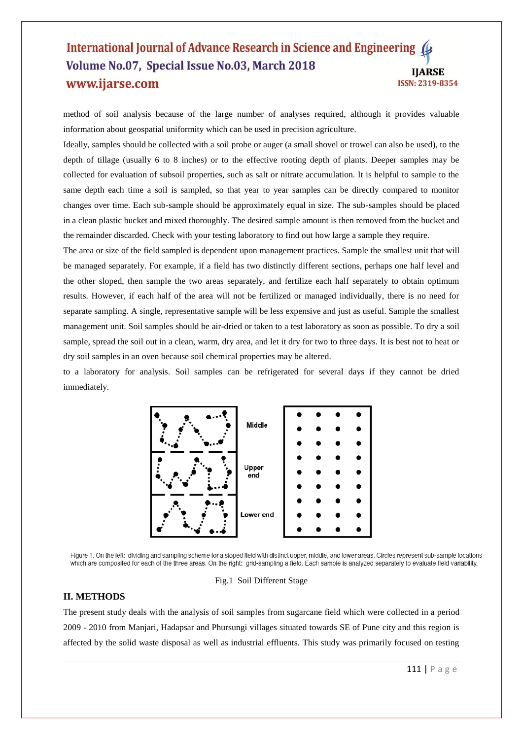method of soil analysis because of the large number of analyses required, although it provides valuable information about geospatial uniformity which can be used in precision agriculture.

Ideally, samples should be collected with a soil probe or auger (a small shovel or trowel can also be used), to the depth of tillage (usually 6 to 8 inches) or to the effective rooting depth of plants. Deeper samples may be collected for evaluation of subsoil properties, such as salt or nitrate accumulation. It is helpful to sample to the same depth each time a soil is sampled, so that year to year samples can be directly compared to monitor changes over time. Each sub-sample should be approximately equal in size. The sub-samples should be placed in a clean plastic bucket and mixed thoroughly. The desired sample amount is then removed from the bucket and the remainder discarded. Check with your testing laboratory to find out how large a sample they require.

The area or size of the field sampled is dependent upon management practices. Sample the smallest unit that will be managed separately. For example, if a field has two distinctly different sections, perhaps one half level and the other sloped, then sample the two areas separately, and fertilize each half separately to obtain optimum results. However, if each half of the area will not be fertilized or managed individually, there is no need for separate sampling. A single, representative sample will be less expensive and just as useful. Sample the smallest management unit. Soil samples should be air-dried or taken to a test laboratory as soon as possible. To dry a soil sample, spread the soil out in a clean, warm, dry area, and let it dry for two to three days. It is best not to heat or dry soil samples in an oven because soil chemical properties may be altered.

to a laboratory for analysis. Soil samples can be refrigerated for several days if they cannot be dried immediately.

Figure 1. On the left: dividing and sampling scheme for a sloped field with distinct upper, middle, and lower areas. Circles represent sub-sample locations which are composited for each of the three areas. On the right: grid-sampling a field. Each sample is analyzed separately to evaluate field variability.

Fig.1 Soil Different Stage

## II. METHODS

The present study deals with the analysis of soil samples from sugarcane field which were collected in a period 2009 - 2010 from Manjari, Hadapsar and Phursungi villages situated towards SE of Pune city and this region is affected by the solid waste disposal as well as industrial effluents. This study was primarily focused on testing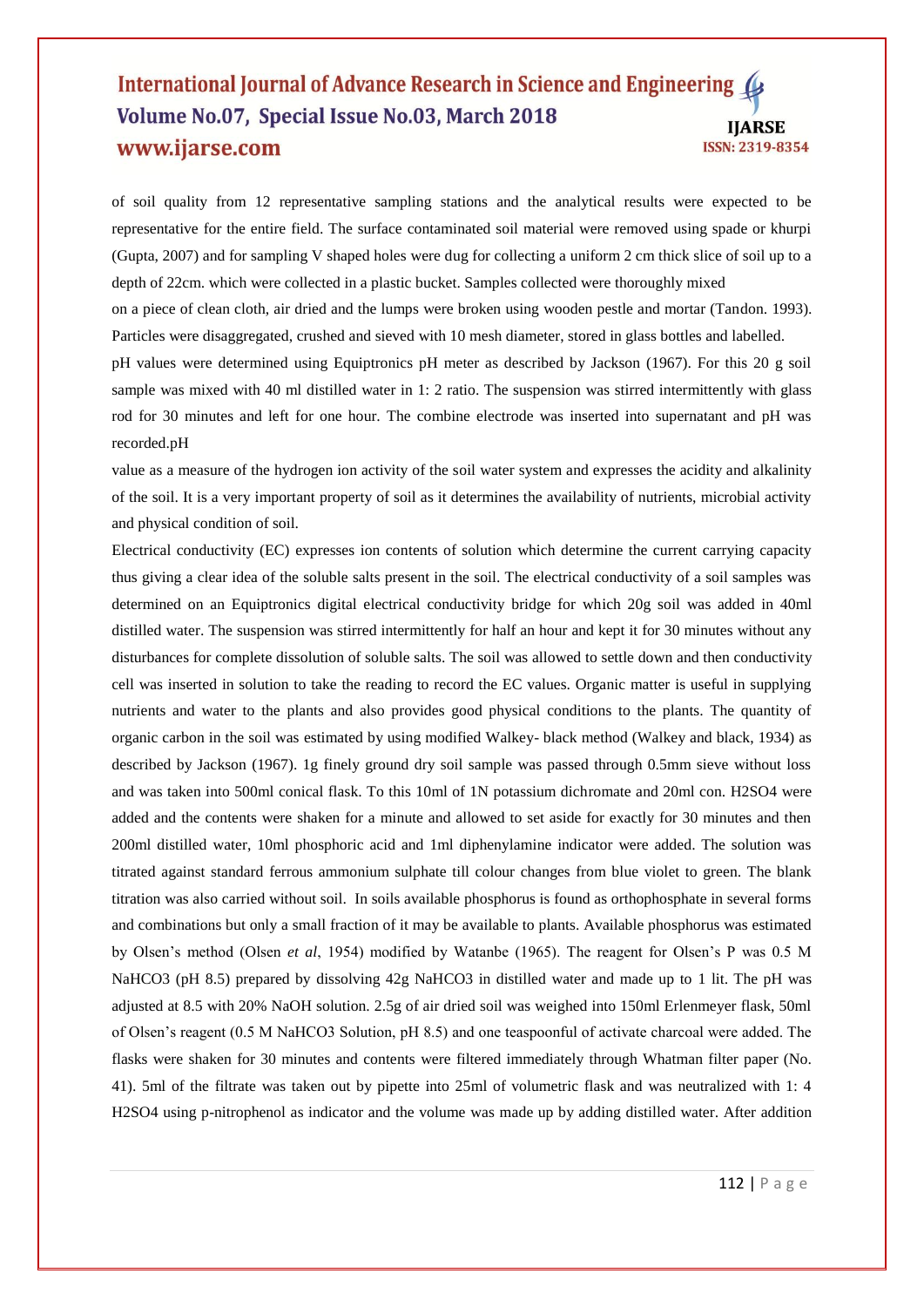of soil quality from 12 representative sampling stations and the analytical results were expected to be representative for the entire field. The surface contaminated soil material were removed using spade or khurpi (Gupta, 2007) and for sampling V shaped holes were dug for collecting a uniform 2 cm thick slice of soil up to a depth of 22cm. which were collected in a plastic bucket. Samples collected were thoroughly mixed

on a piece of clean cloth, air dried and the lumps were broken using wooden pestle and mortar (Tandon. 1993). Particles were disaggregated, crushed and sieved with 10 mesh diameter, stored in glass bottles and labelled.

pH values were determined using Equiptronics pH meter as described by Jackson (1967). For this 20 g soil sample was mixed with 40 ml distilled water in 1: 2 ratio. The suspension was stirred intermittently with glass rod for 30 minutes and left for one hour. The combine electrode was inserted into supernatant and pH was recorded.pH

value as a measure of the hydrogen ion activity of the soil water system and expresses the acidity and alkalinity of the soil. It is a very important property of soil as it determines the availability of nutrients, microbial activity and physical condition of soil.

Electrical conductivity (EC) expresses ion contents of solution which determine the current carrying capacity thus giving a clear idea of the soluble salts present in the soil. The electrical conductivity of a soil samples was determined on an Equiptronics digital electrical conductivity bridge for which 20g soil was added in 40ml distilled water. The suspension was stirred intermittently for half an hour and kept it for 30 minutes without any disturbances for complete dissolution of soluble salts. The soil was allowed to settle down and then conductivity cell was inserted in solution to take the reading to record the EC values. Organic matter is useful in supplying nutrients and water to the plants and also provides good physical conditions to the plants. The quantity of organic carbon in the soil was estimated by using modified Walkey- black method (Walkey and black, 1934) as described by Jackson (1967). 1g finely ground dry soil sample was passed through 0.5mm sieve without loss and was taken into 500ml conical flask. To this 10ml of 1N potassium dichromate and 20ml con. $H_2SO_4$ were added and the contents were shaken for a minute and allowed to set aside for exactly for 30 minutes and then 200ml distilled water, 10ml phosphoric acid and 1ml diphenylamine indicator were added. The solution was titrated against standard ferrous ammonium sulphate till colour changes from blue violet to green. The blank titration was also carried without soil. In soils available phosphorus is found as orthophosphate in several forms and combinations but only a small fraction of it may be available to plants. Available phosphorus was estimated by Olsen's method (Olsen *et al*, 1954) modified by Watanbe (1965). The reagent for Olsen's P was 0.5 M $NaHCO_3$ (pH 8.5) prepared by dissolving 42g $NaHCO_3$ in distilled water and made up to 1 lit. The pH was adjusted at 8.5 with 20% NaOH solution. 2.5g of air dried soil was weighed into 150ml Erlenmeyer flask, 50ml of Olsen's reagent (0.5 M $NaHCO_3$ Solution, pH 8.5) and one teaspoonful of activate charcoal were added. The flasks were shaken for 30 minutes and contents were filtered immediately through Whatman filter paper (No. 41). 5ml of the filtrate was taken out by pipette into 25ml of volumetric flask and was neutralized with 1: 4 $H_2SO_4$ using p-nitrophenol as indicator and the volume was made up by adding distilled water. After addition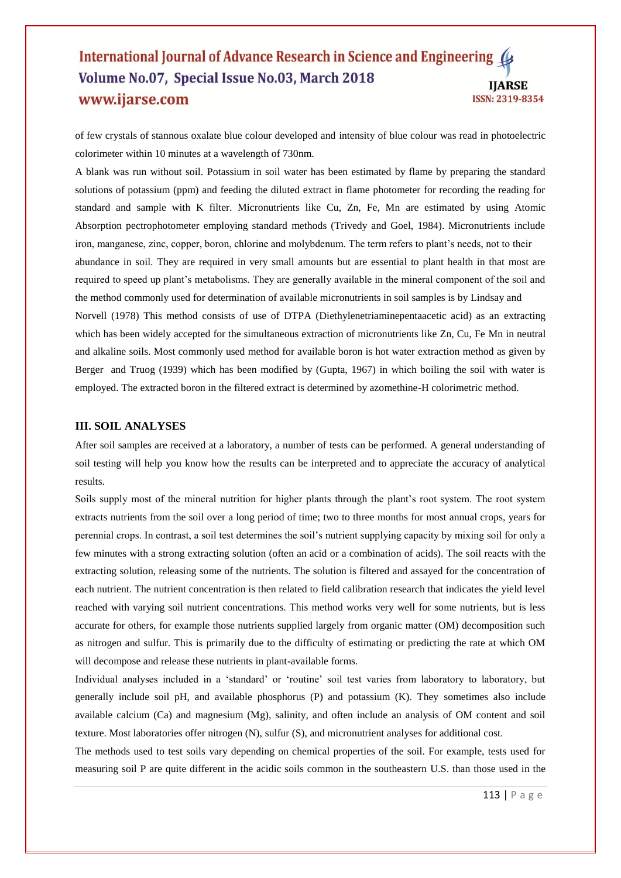of few crystals of stannous oxalate blue colour developed and intensity of blue colour was read in photoelectric colorimeter within 10 minutes at a wavelength of 730nm.

A blank was run without soil. Potassium in soil water has been estimated by flame by preparing the standard solutions of potassium (ppm) and feeding the diluted extract in flame photometer for recording the reading for standard and sample with K filter. Micronutrients like Cu, Zn, Fe, Mn are estimated by using Atomic Absorption pectrophotometer employing standard methods (Trivedy and Goel, 1984). Micronutrients include iron, manganese, zinc, copper, boron, chlorine and molybdenum. The term refers to plant's needs, not to their abundance in soil. They are required in very small amounts but are essential to plant health in that most are required to speed up plant's metabolisms. They are generally available in the mineral component of the soil and the method commonly used for determination of available micronutrients in soil samples is by Lindsay and Norvell (1978) This method consists of use of DTPA (Diethylenetriaminepentaacetic acid) as an extracting which has been widely accepted for the simultaneous extraction of micronutrients like Zn, Cu, Fe Mn in neutral and alkaline soils. Most commonly used method for available boron is hot water extraction method as given by Berger and Truog (1939) which has been modified by (Gupta, 1967) in which boiling the soil with water is employed. The extracted boron in the filtered extract is determined by azomethine-H colorimetric method.

## III. SOIL ANALYSES

After soil samples are received at a laboratory, a number of tests can be performed. A general understanding of soil testing will help you know how the results can be interpreted and to appreciate the accuracy of analytical results.

Soils supply most of the mineral nutrition for higher plants through the plant's root system. The root system extracts nutrients from the soil over a long period of time; two to three months for most annual crops, years for perennial crops. In contrast, a soil test determines the soil's nutrient supplying capacity by mixing soil for only a few minutes with a strong extracting solution (often an acid or a combination of acids). The soil reacts with the extracting solution, releasing some of the nutrients. The solution is filtered and assayed for the concentration of each nutrient. The nutrient concentration is then related to field calibration research that indicates the yield level reached with varying soil nutrient concentrations. This method works very well for some nutrients, but is less accurate for others, for example those nutrients supplied largely from organic matter (OM) decomposition such as nitrogen and sulfur. This is primarily due to the difficulty of estimating or predicting the rate at which OM will decompose and release these nutrients in plant-available forms.

Individual analyses included in a 'standard' or 'routine' soil test varies from laboratory to laboratory, but generally include soil pH, and available phosphorus (P) and potassium (K). They sometimes also include available calcium (Ca) and magnesium (Mg), salinity, and often include an analysis of OM content and soil texture. Most laboratories offer nitrogen (N), sulfur (S), and micronutrient analyses for additional cost.

The methods used to test soils vary depending on chemical properties of the soil. For example, tests used for measuring soil P are quite different in the acidic soils common in the southeastern U.S. than those used in the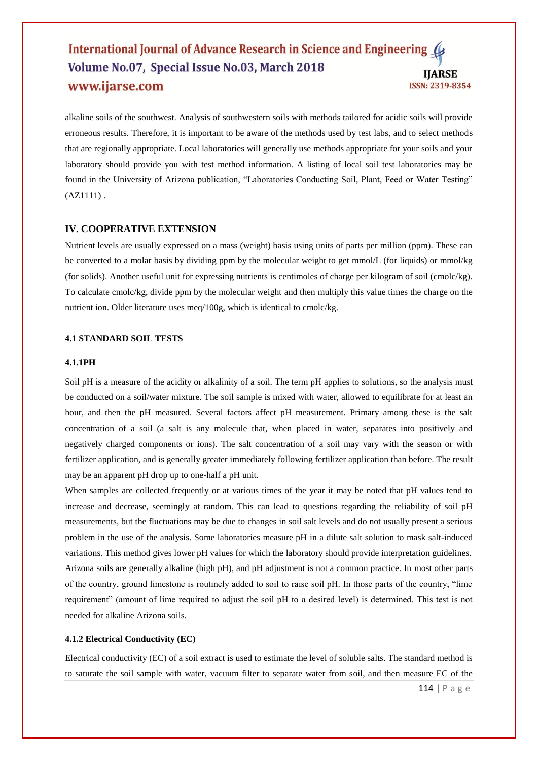alkaline soils of the southwest. Analysis of southwestern soils with methods tailored for acidic soils will provide erroneous results. Therefore, it is important to be aware of the methods used by test labs, and to select methods that are regionally appropriate. Local laboratories will generally use methods appropriate for your soils and your laboratory should provide you with test method information. A listing of local soil test laboratories may be found in the University of Arizona publication, "Laboratories Conducting Soil, Plant, Feed or Water Testing" (AZ1111) .

## IV. COOPERATIVE EXTENSION

Nutrient levels are usually expressed on a mass (weight) basis using units of parts per million (ppm). These can be converted to a molar basis by dividing ppm by the molecular weight to get mmol/L (for liquids) or mmol/kg (for solids). Another useful unit for expressing nutrients is centimoles of charge per kilogram of soil (cmolc/kg). To calculate cmolc/kg, divide ppm by the molecular weight and then multiply this value times the charge on the nutrient ion. Older literature uses meq/100g, which is identical to cmolc/kg.

### 4.1 STANDARD SOIL TESTS

#### 4.1.1PH

Soil pH is a measure of the acidity or alkalinity of a soil. The term pH applies to solutions, so the analysis must be conducted on a soil/water mixture. The soil sample is mixed with water, allowed to equilibrate for at least an hour, and then the pH measured. Several factors affect pH measurement. Primary among these is the salt concentration of a soil (a salt is any molecule that, when placed in water, separates into positively and negatively charged components or ions). The salt concentration of a soil may vary with the season or with fertilizer application, and is generally greater immediately following fertilizer application than before. The result may be an apparent pH drop up to one-half a pH unit.

When samples are collected frequently or at various times of the year it may be noted that pH values tend to increase and decrease, seemingly at random. This can lead to questions regarding the reliability of soil pH measurements, but the fluctuations may be due to changes in soil salt levels and do not usually present a serious problem in the use of the analysis. Some laboratories measure pH in a dilute salt solution to mask salt-induced variations. This method gives lower pH values for which the laboratory should provide interpretation guidelines.

Arizona soils are generally alkaline (high pH), and pH adjustment is not a common practice. In most other parts of the country, ground limestone is routinely added to soil to raise soil pH. In those parts of the country, "lime requirement" (amount of lime required to adjust the soil pH to a desired level) is determined. This test is not needed for alkaline Arizona soils.

#### 4.1.2 Electrical Conductivity (EC)

Electrical conductivity (EC) of a soil extract is used to estimate the level of soluble salts. The standard method is to saturate the soil sample with water, vacuum filter to separate water from soil, and then measure EC of the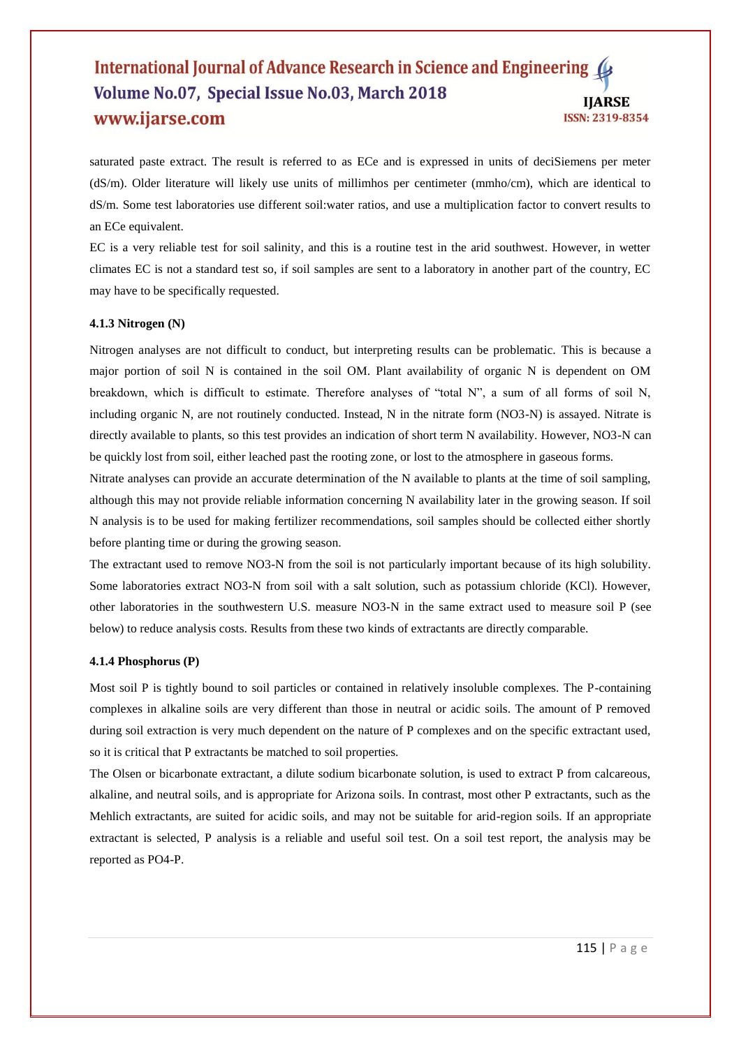saturated paste extract. The result is referred to as ECe and is expressed in units of deciSiemens per meter (dS/m). Older literature will likely use units of millimhos per centimeter (mmho/cm), which are identical to dS/m. Some test laboratories use different soil:water ratios, and use a multiplication factor to convert results to an ECe equivalent.

EC is a very reliable test for soil salinity, and this is a routine test in the arid southwest. However, in wetter climates EC is not a standard test so, if soil samples are sent to a laboratory in another part of the country, EC may have to be specifically requested.

#### 4.1.3 Nitrogen (N)

Nitrogen analyses are not difficult to conduct, but interpreting results can be problematic. This is because a major portion of soil N is contained in the soil OM. Plant availability of organic N is dependent on OM breakdown, which is difficult to estimate. Therefore analyses of "total N", a sum of all forms of soil N, including organic N, are not routinely conducted. Instead, N in the nitrate form ($NO_3$-N) is assayed. Nitrate is directly available to plants, so this test provides an indication of short term N availability. However, $NO_3$-N can be quickly lost from soil, either leached past the rooting zone, or lost to the atmosphere in gaseous forms.

Nitrate analyses can provide an accurate determination of the N available to plants at the time of soil sampling, although this may not provide reliable information concerning N availability later in the growing season. If soil N analysis is to be used for making fertilizer recommendations, soil samples should be collected either shortly before planting time or during the growing season.

The extractant used to remove $NO_3$-N from the soil is not particularly important because of its high solubility. Some laboratories extract $NO_3$-N from soil with a salt solution, such as potassium chloride (KCl). However, other laboratories in the southwestern U.S. measure $NO_3$-N in the same extract used to measure soil P (see below) to reduce analysis costs. Results from these two kinds of extractants are directly comparable.

#### 4.1.4 Phosphorus (P)

Most soil P is tightly bound to soil particles or contained in relatively insoluble complexes. The P-containing complexes in alkaline soils are very different than those in neutral or acidic soils. The amount of P removed during soil extraction is very much dependent on the nature of P complexes and on the specific extractant used, so it is critical that P extractants be matched to soil properties.

The Olsen or bicarbonate extractant, a dilute sodium bicarbonate solution, is used to extract P from calcareous, alkaline, and neutral soils, and is appropriate for Arizona soils. In contrast, most other P extractants, such as the Mehlich extractants, are suited for acidic soils, and may not be suitable for arid-region soils. If an appropriate extractant is selected, P analysis is a reliable and useful soil test. On a soil test report, the analysis may be reported as $PO_4$-P.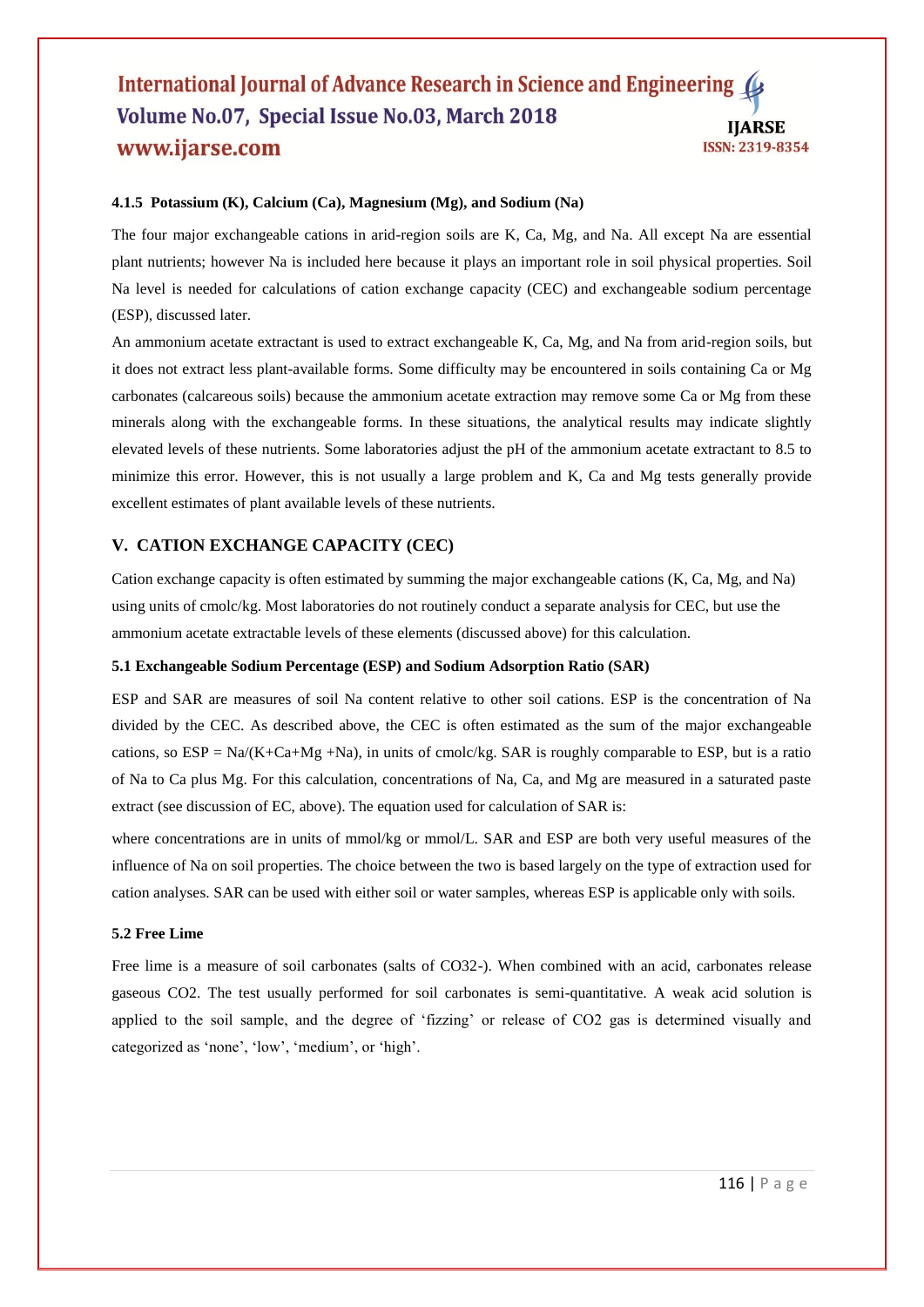#### 4.1.5 Potassium (K), Calcium (Ca), Magnesium (Mg), and Sodium (Na)

The four major exchangeable cations in arid-region soils are K, Ca, Mg, and Na. All except Na are essential plant nutrients; however Na is included here because it plays an important role in soil physical properties. Soil Na level is needed for calculations of cation exchange capacity (CEC) and exchangeable sodium percentage (ESP), discussed later.

An ammonium acetate extractant is used to extract exchangeable K, Ca, Mg, and Na from arid-region soils, but it does not extract less plant-available forms. Some difficulty may be encountered in soils containing Ca or Mg carbonates (calcareous soils) because the ammonium acetate extraction may remove some Ca or Mg from these minerals along with the exchangeable forms. In these situations, the analytical results may indicate slightly elevated levels of these nutrients. Some laboratories adjust the pH of the ammonium acetate extractant to 8.5 to minimize this error. However, this is not usually a large problem and K, Ca and Mg tests generally provide excellent estimates of plant available levels of these nutrients.

## V. CATION EXCHANGE CAPACITY (CEC)

Cation exchange capacity is often estimated by summing the major exchangeable cations (K, Ca, Mg, and Na) using units of cmolc/kg. Most laboratories do not routinely conduct a separate analysis for CEC, but use the ammonium acetate extractable levels of these elements (discussed above) for this calculation.

### 5.1 Exchangeable Sodium Percentage (ESP) and Sodium Adsorption Ratio (SAR)

ESP and SAR are measures of soil Na content relative to other soil cations. ESP is the concentration of Na divided by the CEC. As described above, the CEC is often estimated as the sum of the major exchangeable cations, so ESP = Na/(K+Ca+Mg +Na), in units of cmolc/kg. SAR is roughly comparable to ESP, but is a ratio of Na to Ca plus Mg. For this calculation, concentrations of Na, Ca, and Mg are measured in a saturated paste extract (see discussion of EC, above). The equation used for calculation of SAR is:

where concentrations are in units of mmol/kg or mmol/L. SAR and ESP are both very useful measures of the influence of Na on soil properties. The choice between the two is based largely on the type of extraction used for cation analyses. SAR can be used with either soil or water samples, whereas ESP is applicable only with soils.

### 5.2 Free Lime

Free lime is a measure of soil carbonates (salts of CO32-). When combined with an acid, carbonates release gaseous $CO_2$. The test usually performed for soil carbonates is semi-quantitative. A weak acid solution is applied to the soil sample, and the degree of 'fizzing' or release of $CO_2$ gas is determined visually and categorized as 'none', 'low', 'medium', or 'high'.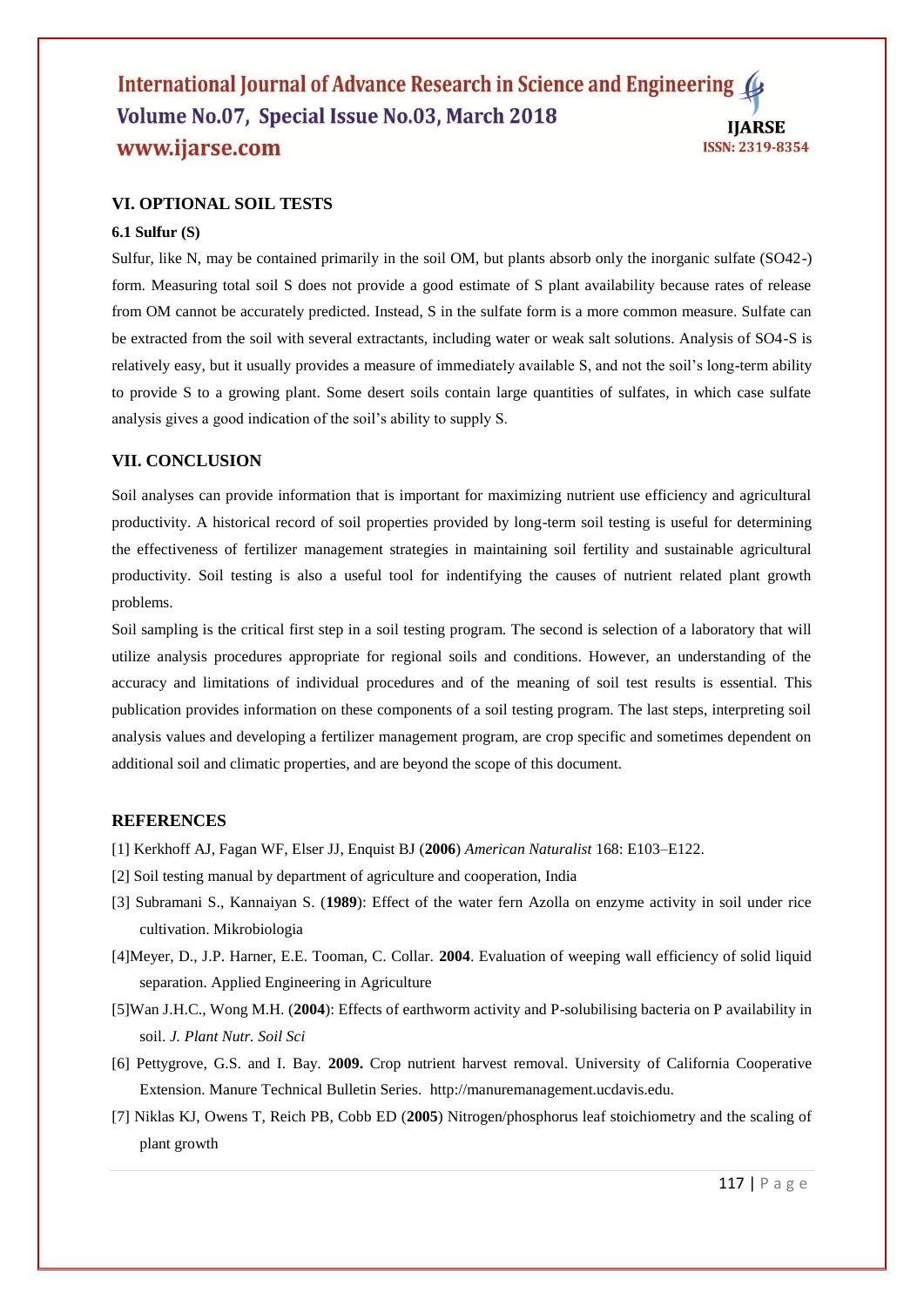## VI. OPTIONAL SOIL TESTS

### 6.1 Sulfur (S)

Sulfur, like N, may be contained primarily in the soil OM, but plants absorb only the inorganic sulfate ($SO_4^{2-}$) form. Measuring total soil S does not provide a good estimate of S plant availability because rates of release from OM cannot be accurately predicted. Instead, S in the sulfate form is a more common measure. Sulfate can be extracted from the soil with several extractants, including water or weak salt solutions. Analysis of $SO_4$-S is relatively easy, but it usually provides a measure of immediately available S, and not the soil's long-term ability to provide S to a growing plant. Some desert soils contain large quantities of sulfates, in which case sulfate analysis gives a good indication of the soil's ability to supply S.

## VII. CONCLUSION

Soil analyses can provide information that is important for maximizing nutrient use efficiency and agricultural productivity. A historical record of soil properties provided by long-term soil testing is useful for determining the effectiveness of fertilizer management strategies in maintaining soil fertility and sustainable agricultural productivity. Soil testing is also a useful tool for indentifying the causes of nutrient related plant growth problems.

Soil sampling is the critical first step in a soil testing program. The second is selection of a laboratory that will utilize analysis procedures appropriate for regional soils and conditions. However, an understanding of the accuracy and limitations of individual procedures and of the meaning of soil test results is essential. This publication provides information on these components of a soil testing program. The last steps, interpreting soil analysis values and developing a fertilizer management program, are crop specific and sometimes dependent on additional soil and climatic properties, and are beyond the scope of this document.

## REFERENCES

[1] Kerkhoff AJ, Fagan WF, Elser JJ, Enquist BJ (**2006**) *American Naturalist* 168: E103–E122.

[2] Soil testing manual by department of agriculture and cooperation, India

[3] Subramani S., Kannaiyan S. (**1989**): Effect of the water fern Azolla on enzyme activity in soil under rice cultivation. Mikrobiologia

[4]Meyer, D., J.P. Harner, E.E. Tooman, C. Collar. **2004**. Evaluation of weeping wall efficiency of solid liquid separation. Applied Engineering in Agriculture

[5]Wan J.H.C., Wong M.H. (**2004**): Effects of earthworm activity and P-solubilising bacteria on P availability in soil. *J. Plant Nutr. Soil Sci*

[6] Pettygrove, G.S. and I. Bay. **2009.** Crop nutrient harvest removal. University of California Cooperative Extension. Manure Technical Bulletin Series. http://manuremanagement.ucdavis.edu.

[7] Niklas KJ, Owens T, Reich PB, Cobb ED (**2005**) Nitrogen/phosphorus leaf stoichiometry and the scaling of plant growth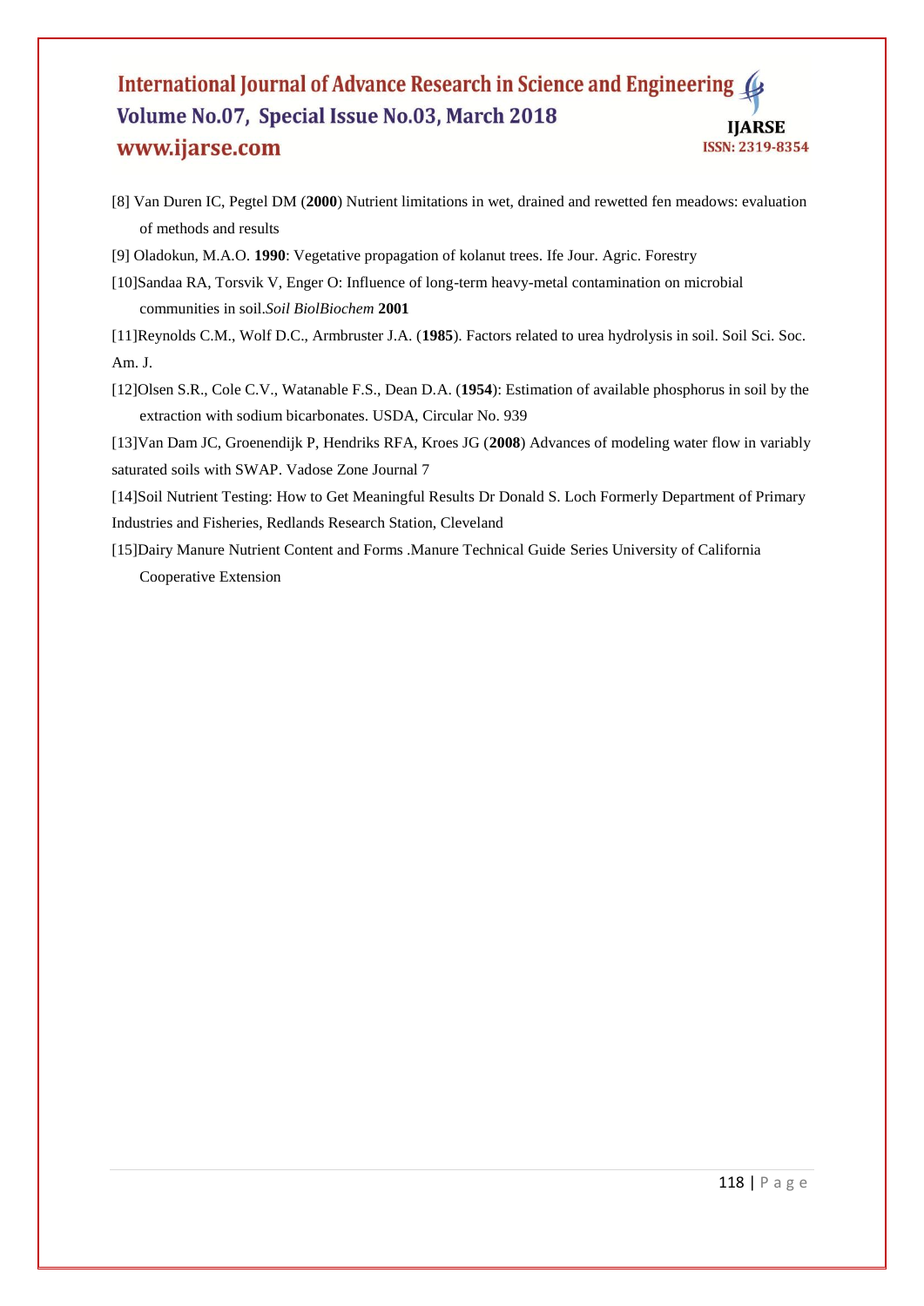[8] Van Duren IC, Pegtel DM (**2000**) Nutrient limitations in wet, drained and rewetted fen meadows: evaluation of methods and results

[9] Oladokun, M.A.O. **1990**: Vegetative propagation of kolanut trees. Ife Jour. Agric. Forestry

[10]Sandaa RA, Torsvik V, Enger O: Influence of long-term heavy-metal contamination on microbial communities in soil.*Soil BiolBiochem* **2001**

[11]Reynolds C.M., Wolf D.C., Armbruster J.A. (**1985**). Factors related to urea hydrolysis in soil. Soil Sci. Soc. Am. J.

[12]Olsen S.R., Cole C.V., Watanable F.S., Dean D.A. (**1954**): Estimation of available phosphorus in soil by the extraction with sodium bicarbonates. USDA, Circular No. 939

[13]Van Dam JC, Groenendijk P, Hendriks RFA, Kroes JG (**2008**) Advances of modeling water flow in variably saturated soils with SWAP. Vadose Zone Journal 7

[14]Soil Nutrient Testing: How to Get Meaningful Results Dr Donald S. Loch Formerly Department of Primary Industries and Fisheries, Redlands Research Station, Cleveland

[15]Dairy Manure Nutrient Content and Forms .Manure Technical Guide Series University of California Cooperative Extension